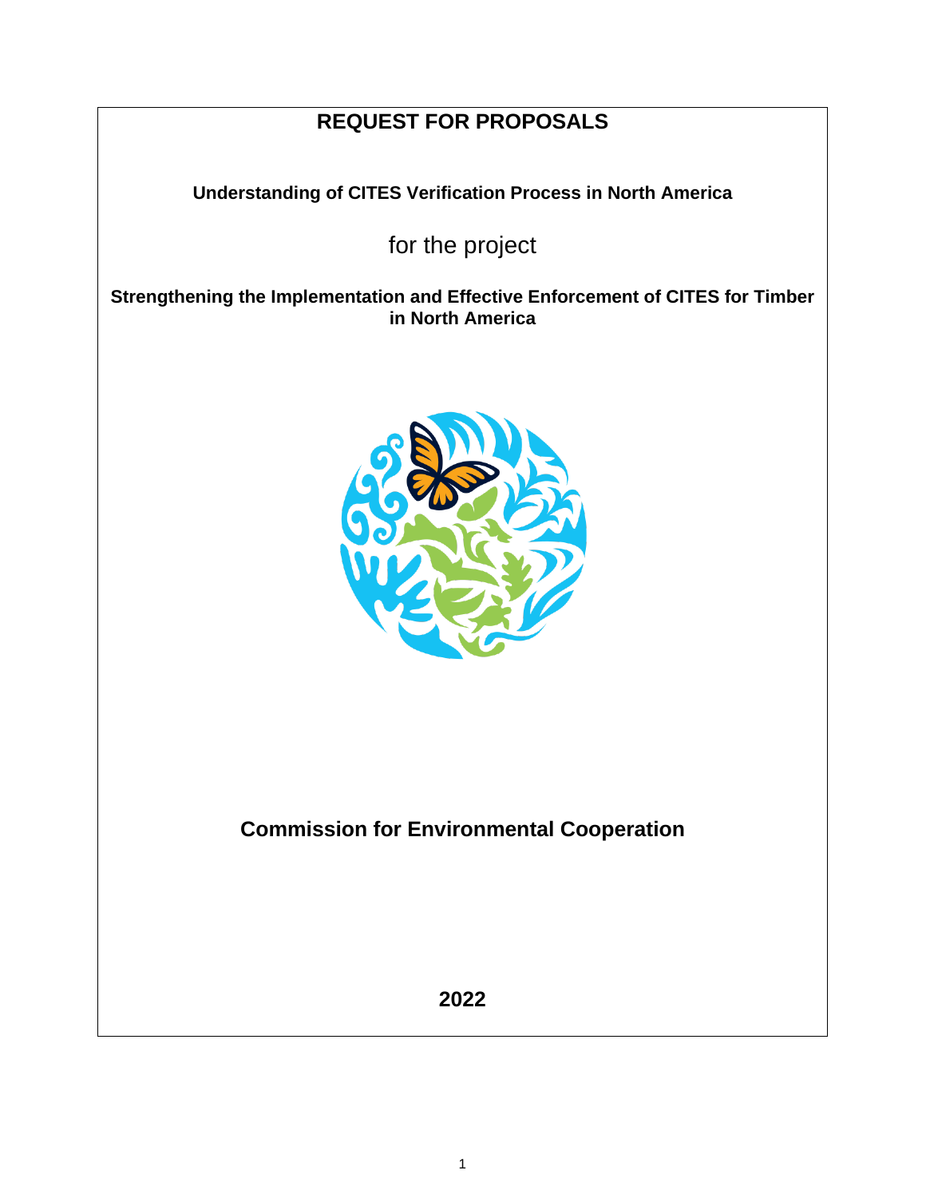# REQUEST FOR PROPOSALS

**Understanding of CITES Verification Process in North America**

for the project

**Strengthening the Implementation and Effective Enforcement of CITES for Timber in North America**

**Commission for Environmental Cooperation**

**2022**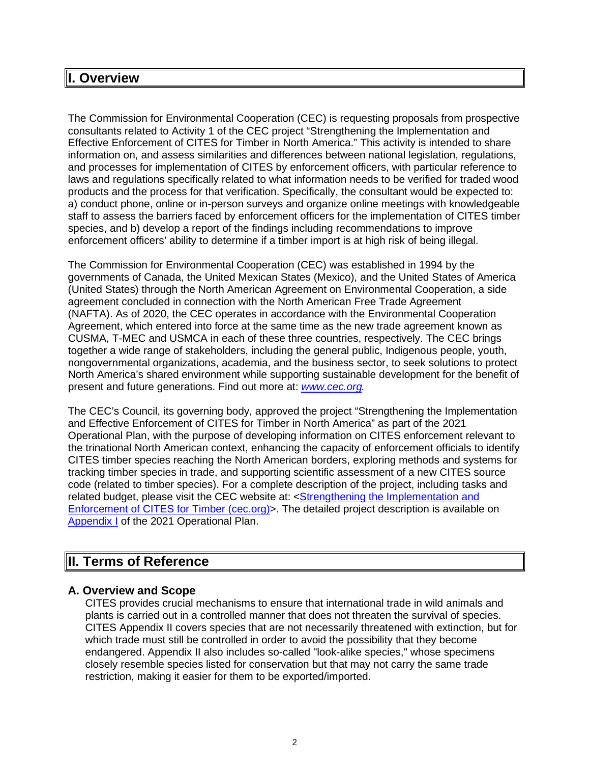# I. Overview

The Commission for Environmental Cooperation (CEC) is requesting proposals from prospective consultants related to Activity 1 of the CEC project “Strengthening the Implementation and Effective Enforcement of CITES for Timber in North America.” This activity is intended to share information on, and assess similarities and differences between national legislation, regulations, and processes for implementation of CITES by enforcement officers, with particular reference to laws and regulations specifically related to what information needs to be verified for traded wood products and the process for that verification. Specifically, the consultant would be expected to: a) conduct phone, online or in-person surveys and organize online meetings with knowledgeable staff to assess the barriers faced by enforcement officers for the implementation of CITES timber species, and b) develop a report of the findings including recommendations to improve enforcement officers’ ability to determine if a timber import is at high risk of being illegal.

The Commission for Environmental Cooperation (CEC) was established in 1994 by the governments of Canada, the United Mexican States (Mexico), and the United States of America (United States) through the North American Agreement on Environmental Cooperation, a side agreement concluded in connection with the North American Free Trade Agreement (NAFTA). As of 2020, the CEC operates in accordance with the Environmental Cooperation Agreement, which entered into force at the same time as the new trade agreement known as CUSMA, T-MEC and USMCA in each of these three countries, respectively. The CEC brings together a wide range of stakeholders, including the general public, Indigenous people, youth, nongovernmental organizations, academia, and the business sector, to seek solutions to protect North America’s shared environment while supporting sustainable development for the benefit of present and future generations. Find out more at: *www.cec.org.*

The CEC’s Council, its governing body, approved the project “Strengthening the Implementation and Effective Enforcement of CITES for Timber in North America” as part of the 2021 Operational Plan, with the purpose of developing information on CITES enforcement relevant to the trinational North American context, enhancing the capacity of enforcement officials to identify CITES timber species reaching the North American borders, exploring methods and systems for tracking timber species in trade, and supporting scientific assessment of a new CITES source code (related to timber species). For a complete description of the project, including tasks and related budget, please visit the CEC website at: <Strengthening the Implementation and Enforcement of CITES for Timber (cec.org)>. The detailed project description is available on Appendix I of the 2021 Operational Plan.

# II. Terms of Reference

## A. Overview and Scope

CITES provides crucial mechanisms to ensure that international trade in wild animals and plants is carried out in a controlled manner that does not threaten the survival of species. CITES Appendix II covers species that are not necessarily threatened with extinction, but for which trade must still be controlled in order to avoid the possibility that they become endangered. Appendix II also includes so-called "look-alike species," whose specimens closely resemble species listed for conservation but that may not carry the same trade restriction, making it easier for them to be exported/imported.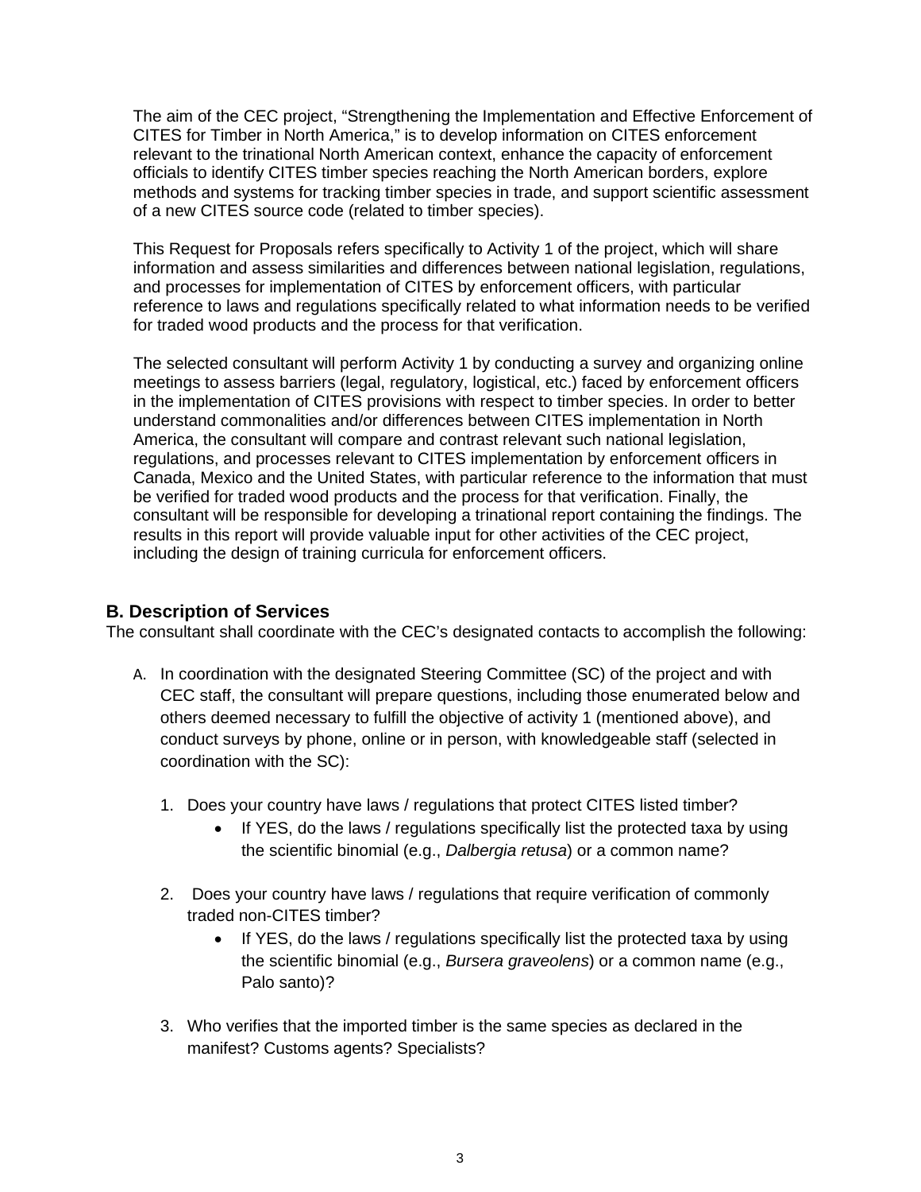The aim of the CEC project, “Strengthening the Implementation and Effective Enforcement of CITES for Timber in North America,” is to develop information on CITES enforcement relevant to the trinational North American context, enhance the capacity of enforcement officials to identify CITES timber species reaching the North American borders, explore methods and systems for tracking timber species in trade, and support scientific assessment of a new CITES source code (related to timber species).

This Request for Proposals refers specifically to Activity 1 of the project, which will share information and assess similarities and differences between national legislation, regulations, and processes for implementation of CITES by enforcement officers, with particular reference to laws and regulations specifically related to what information needs to be verified for traded wood products and the process for that verification.

The selected consultant will perform Activity 1 by conducting a survey and organizing online meetings to assess barriers (legal, regulatory, logistical, etc.) faced by enforcement officers in the implementation of CITES provisions with respect to timber species. In order to better understand commonalities and/or differences between CITES implementation in North America, the consultant will compare and contrast relevant such national legislation, regulations, and processes relevant to CITES implementation by enforcement officers in Canada, Mexico and the United States, with particular reference to the information that must be verified for traded wood products and the process for that verification. Finally, the consultant will be responsible for developing a trinational report containing the findings. The results in this report will provide valuable input for other activities of the CEC project, including the design of training curricula for enforcement officers.

## B. Description of Services

The consultant shall coordinate with the CEC’s designated contacts to accomplish the following:

A. In coordination with the designated Steering Committee (SC) of the project and with CEC staff, the consultant will prepare questions, including those enumerated below and others deemed necessary to fulfill the objective of activity 1 (mentioned above), and conduct surveys by phone, online or in person, with knowledgeable staff (selected in coordination with the SC):

   1. Does your country have laws / regulations that protect CITES listed timber?
      - If YES, do the laws / regulations specifically list the protected taxa by using the scientific binomial (e.g., *Dalbergia retusa*) or a common name?

   2. Does your country have laws / regulations that require verification of commonly traded non-CITES timber?
      - If YES, do the laws / regulations specifically list the protected taxa by using the scientific binomial (e.g., *Bursera graveolens*) or a common name (e.g., Palo santo)?

   3. Who verifies that the imported timber is the same species as declared in the manifest? Customs agents? Specialists?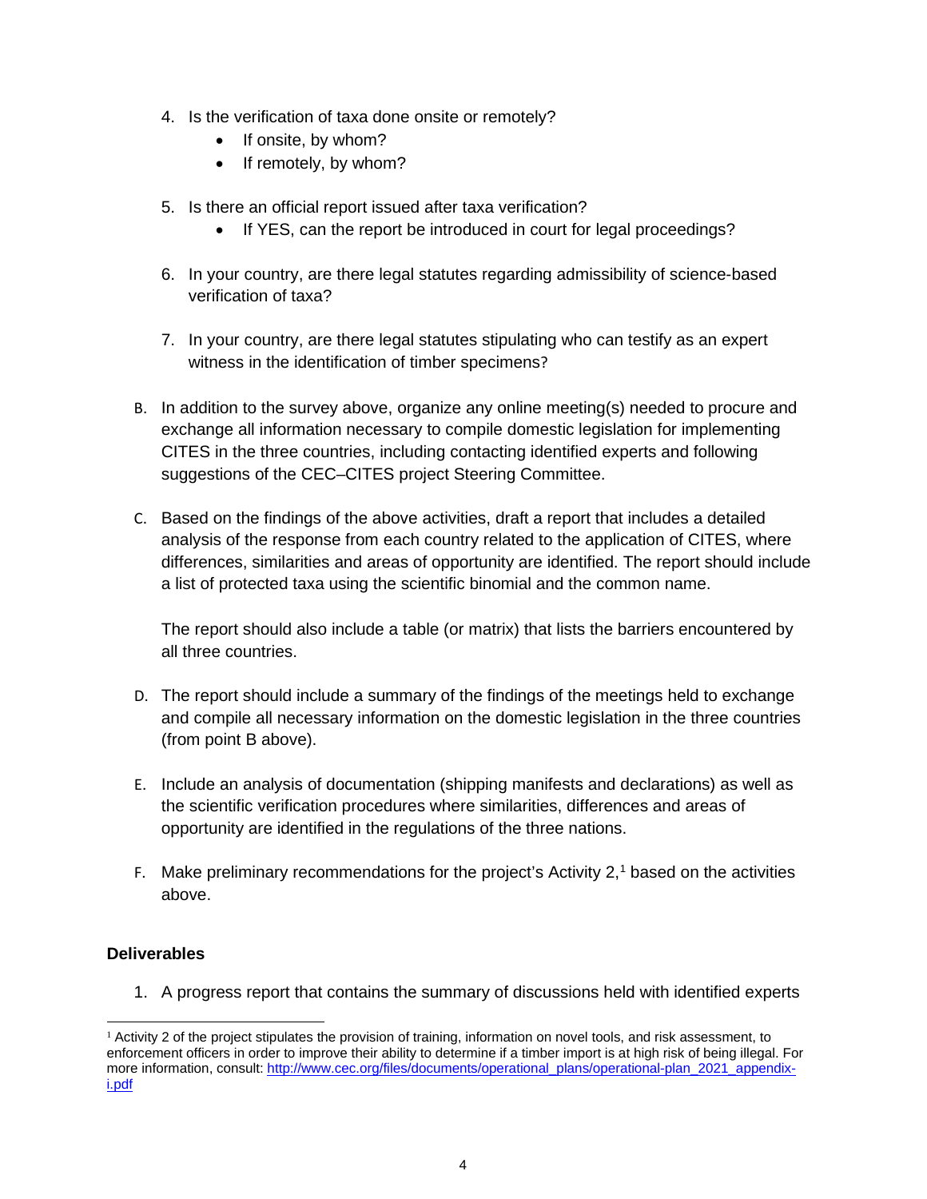4. Is the verification of taxa done onsite or remotely?
    - If onsite, by whom?
    - If remotely, by whom?

5. Is there an official report issued after taxa verification?
    - If YES, can the report be introduced in court for legal proceedings?

6. In your country, are there legal statutes regarding admissibility of science-based verification of taxa?

7. In your country, are there legal statutes stipulating who can testify as an expert witness in the identification of timber specimens?

B. In addition to the survey above, organize any online meeting(s) needed to procure and exchange all information necessary to compile domestic legislation for implementing CITES in the three countries, including contacting identified experts and following suggestions of the CEC–CITES project Steering Committee.

C. Based on the findings of the above activities, draft a report that includes a detailed analysis of the response from each country related to the application of CITES, where differences, similarities and areas of opportunity are identified. The report should include a list of protected taxa using the scientific binomial and the common name.

   The report should also include a table (or matrix) that lists the barriers encountered by all three countries.

D. The report should include a summary of the findings of the meetings held to exchange and compile all necessary information on the domestic legislation in the three countries (from point B above).

E. Include an analysis of documentation (shipping manifests and declarations) as well as the scientific verification procedures where similarities, differences and areas of opportunity are identified in the regulations of the three nations.

F. Make preliminary recommendations for the project's Activity 2,[1] based on the activities above.

**Deliverables**

1. A progress report that contains the summary of discussions held with identified experts

---

[1] Activity 2 of the project stipulates the provision of training, information on novel tools, and risk assessment, to enforcement officers in order to improve their ability to determine if a timber import is at high risk of being illegal. For more information, consult: http://www.cec.org/files/documents/operational_plans/operational-plan_2021_appendix-i.pdf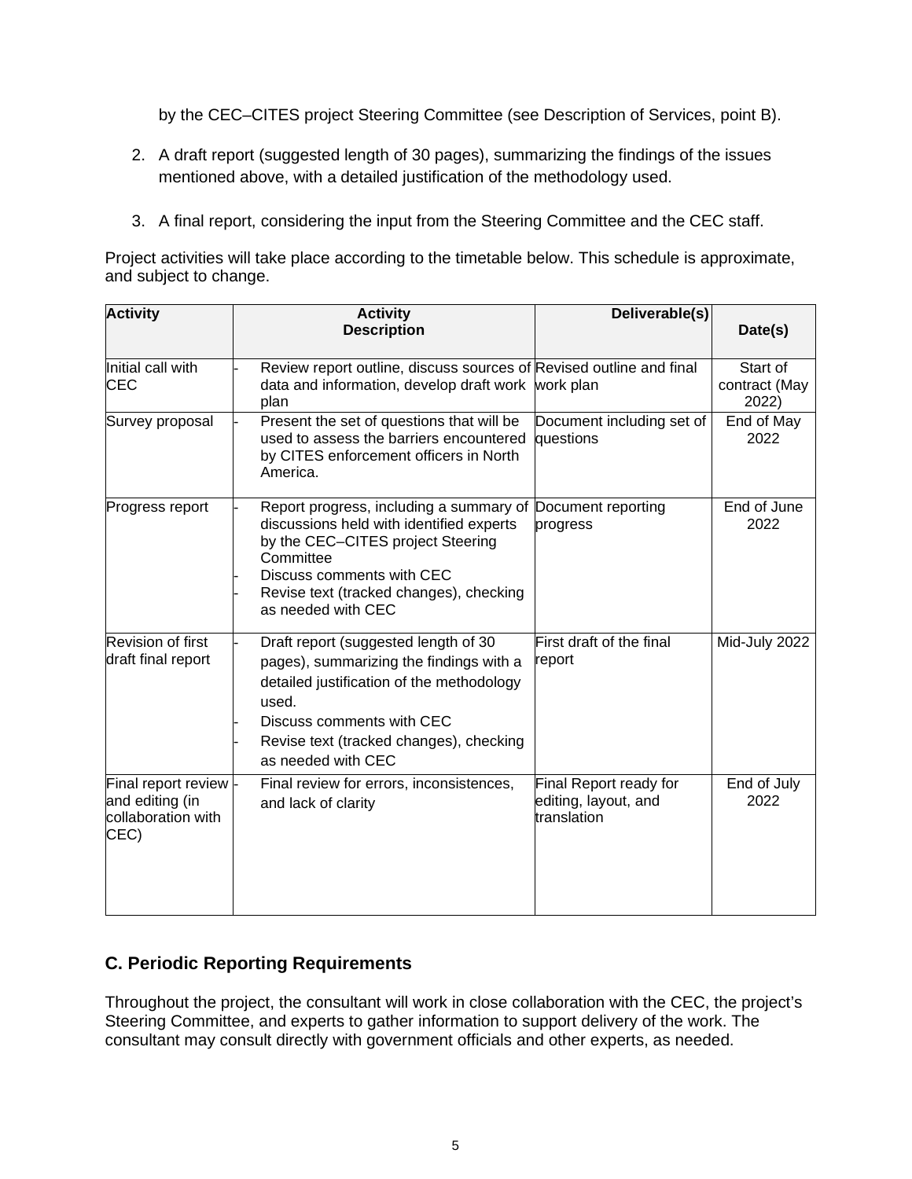by the CEC–CITES project Steering Committee (see Description of Services, point B).

2. A draft report (suggested length of 30 pages), summarizing the findings of the issues mentioned above, with a detailed justification of the methodology used.

3. A final report, considering the input from the Steering Committee and the CEC staff.

Project activities will take place according to the timetable below. This schedule is approximate, and subject to change.

| Activity | Activity Description | Deliverable(s) | Date(s) |
|---|---|---|---|
| Initial call with CEC | - Review report outline, discuss sources of data and information, develop draft work plan | Revised outline and final work plan | Start of contract (May 2022) |
| Survey proposal | - Present the set of questions that will be used to assess the barriers encountered by CITES enforcement officers in North America. | Document including set of questions | End of May 2022 |
| Progress report | - Report progress, including a summary of discussions held with identified experts by the CEC–CITES project Steering Committee<br>- Discuss comments with CEC<br>- Revise text (tracked changes), checking as needed with CEC | Document reporting progress | End of June 2022 |
| Revision of first draft final report | - Draft report (suggested length of 30 pages), summarizing the findings with a detailed justification of the methodology used.<br>- Discuss comments with CEC<br>- Revise text (tracked changes), checking as needed with CEC | First draft of the final report | Mid-July 2022 |
| Final report review and editing (in collaboration with CEC) | - Final review for errors, inconsistences, and lack of clarity | Final Report ready for editing, layout, and translation | End of July 2022 |

## C. Periodic Reporting Requirements

Throughout the project, the consultant will work in close collaboration with the CEC, the project's Steering Committee, and experts to gather information to support delivery of the work. The consultant may consult directly with government officials and other experts, as needed.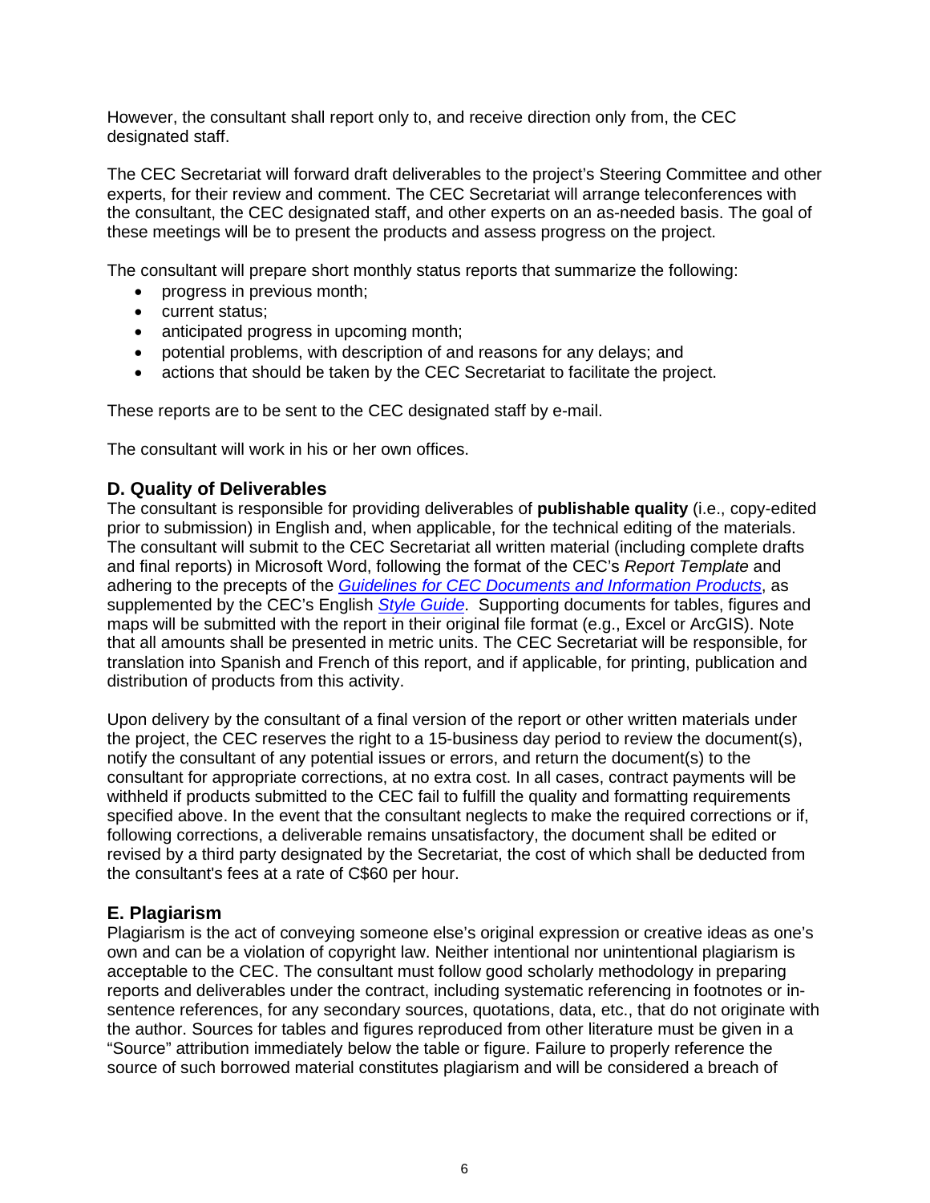However, the consultant shall report only to, and receive direction only from, the CEC designated staff.

The CEC Secretariat will forward draft deliverables to the project's Steering Committee and other experts, for their review and comment. The CEC Secretariat will arrange teleconferences with the consultant, the CEC designated staff, and other experts on an as-needed basis. The goal of these meetings will be to present the products and assess progress on the project.

The consultant will prepare short monthly status reports that summarize the following:

- progress in previous month;
- current status;
- anticipated progress in upcoming month;
- potential problems, with description of and reasons for any delays; and
- actions that should be taken by the CEC Secretariat to facilitate the project.

These reports are to be sent to the CEC designated staff by e-mail.

The consultant will work in his or her own offices.

## D. Quality of Deliverables

The consultant is responsible for providing deliverables of **publishable quality** (i.e., copy-edited prior to submission) in English and, when applicable, for the technical editing of the materials. The consultant will submit to the CEC Secretariat all written material (including complete drafts and final reports) in Microsoft Word, following the format of the CEC's *Report Template* and adhering to the precepts of the *Guidelines for CEC Documents and Information Products*, as supplemented by the CEC's English *Style Guide*. Supporting documents for tables, figures and maps will be submitted with the report in their original file format (e.g., Excel or ArcGIS). Note that all amounts shall be presented in metric units. The CEC Secretariat will be responsible, for translation into Spanish and French of this report, and if applicable, for printing, publication and distribution of products from this activity.

Upon delivery by the consultant of a final version of the report or other written materials under the project, the CEC reserves the right to a 15-business day period to review the document(s), notify the consultant of any potential issues or errors, and return the document(s) to the consultant for appropriate corrections, at no extra cost. In all cases, contract payments will be withheld if products submitted to the CEC fail to fulfill the quality and formatting requirements specified above. In the event that the consultant neglects to make the required corrections or if, following corrections, a deliverable remains unsatisfactory, the document shall be edited or revised by a third party designated by the Secretariat, the cost of which shall be deducted from the consultant's fees at a rate of C$60 per hour.

## E. Plagiarism

Plagiarism is the act of conveying someone else's original expression or creative ideas as one's own and can be a violation of copyright law. Neither intentional nor unintentional plagiarism is acceptable to the CEC. The consultant must follow good scholarly methodology in preparing reports and deliverables under the contract, including systematic referencing in footnotes or in-sentence references, for any secondary sources, quotations, data, etc., that do not originate with the author. Sources for tables and figures reproduced from other literature must be given in a "Source" attribution immediately below the table or figure. Failure to properly reference the source of such borrowed material constitutes plagiarism and will be considered a breach of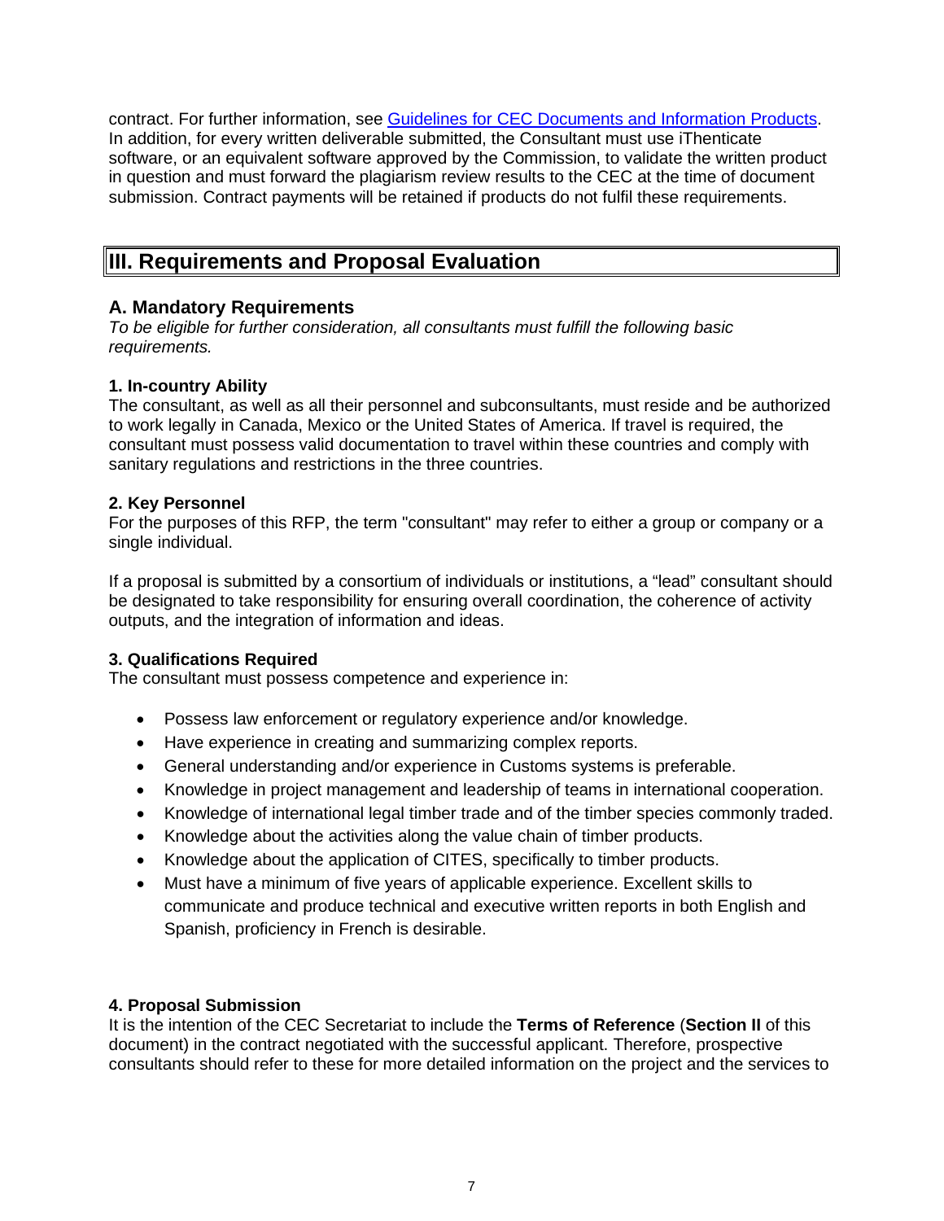contract. For further information, see [Guidelines for CEC Documents and Information Products](). In addition, for every written deliverable submitted, the Consultant must use iThenticate software, or an equivalent software approved by the Commission, to validate the written product in question and must forward the plagiarism review results to the CEC at the time of document submission. Contract payments will be retained if products do not fulfil these requirements.

## III. Requirements and Proposal Evaluation

### A. Mandatory Requirements

*To be eligible for further consideration, all consultants must fulfill the following basic requirements.*

**1. In-country Ability**

The consultant, as well as all their personnel and subconsultants, must reside and be authorized to work legally in Canada, Mexico or the United States of America. If travel is required, the consultant must possess valid documentation to travel within these countries and comply with sanitary regulations and restrictions in the three countries.

**2. Key Personnel**

For the purposes of this RFP, the term "consultant" may refer to either a group or company or a single individual.

If a proposal is submitted by a consortium of individuals or institutions, a "lead" consultant should be designated to take responsibility for ensuring overall coordination, the coherence of activity outputs, and the integration of information and ideas.

**3. Qualifications Required**

The consultant must possess competence and experience in:

- Possess law enforcement or regulatory experience and/or knowledge.
- Have experience in creating and summarizing complex reports.
- General understanding and/or experience in Customs systems is preferable.
- Knowledge in project management and leadership of teams in international cooperation.
- Knowledge of international legal timber trade and of the timber species commonly traded.
- Knowledge about the activities along the value chain of timber products.
- Knowledge about the application of CITES, specifically to timber products.
- Must have a minimum of five years of applicable experience. Excellent skills to communicate and produce technical and executive written reports in both English and Spanish, proficiency in French is desirable.

**4. Proposal Submission**

It is the intention of the CEC Secretariat to include the **Terms of Reference** (**Section II** of this document) in the contract negotiated with the successful applicant. Therefore, prospective consultants should refer to these for more detailed information on the project and the services to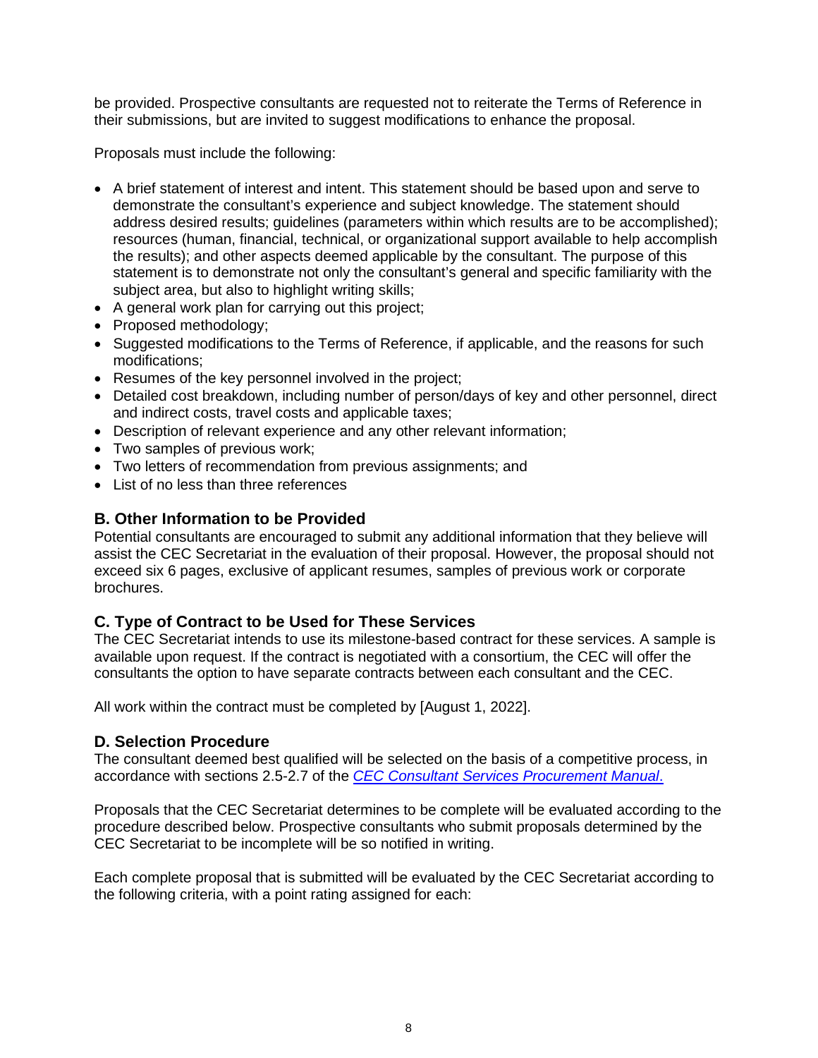be provided. Prospective consultants are requested not to reiterate the Terms of Reference in their submissions, but are invited to suggest modifications to enhance the proposal.

Proposals must include the following:

- A brief statement of interest and intent. This statement should be based upon and serve to demonstrate the consultant's experience and subject knowledge. The statement should address desired results; guidelines (parameters within which results are to be accomplished); resources (human, financial, technical, or organizational support available to help accomplish the results); and other aspects deemed applicable by the consultant. The purpose of this statement is to demonstrate not only the consultant's general and specific familiarity with the subject area, but also to highlight writing skills;
- A general work plan for carrying out this project;
- Proposed methodology;
- Suggested modifications to the Terms of Reference, if applicable, and the reasons for such modifications;
- Resumes of the key personnel involved in the project;
- Detailed cost breakdown, including number of person/days of key and other personnel, direct and indirect costs, travel costs and applicable taxes;
- Description of relevant experience and any other relevant information;
- Two samples of previous work;
- Two letters of recommendation from previous assignments; and
- List of no less than three references

## B. Other Information to be Provided

Potential consultants are encouraged to submit any additional information that they believe will assist the CEC Secretariat in the evaluation of their proposal. However, the proposal should not exceed six 6 pages, exclusive of applicant resumes, samples of previous work or corporate brochures.

## C. Type of Contract to be Used for These Services

The CEC Secretariat intends to use its milestone-based contract for these services. A sample is available upon request. If the contract is negotiated with a consortium, the CEC will offer the consultants the option to have separate contracts between each consultant and the CEC.

All work within the contract must be completed by [August 1, 2022].

## D. Selection Procedure

The consultant deemed best qualified will be selected on the basis of a competitive process, in accordance with sections 2.5-2.7 of the *CEC Consultant Services Procurement Manual*.

Proposals that the CEC Secretariat determines to be complete will be evaluated according to the procedure described below. Prospective consultants who submit proposals determined by the CEC Secretariat to be incomplete will be so notified in writing.

Each complete proposal that is submitted will be evaluated by the CEC Secretariat according to the following criteria, with a point rating assigned for each: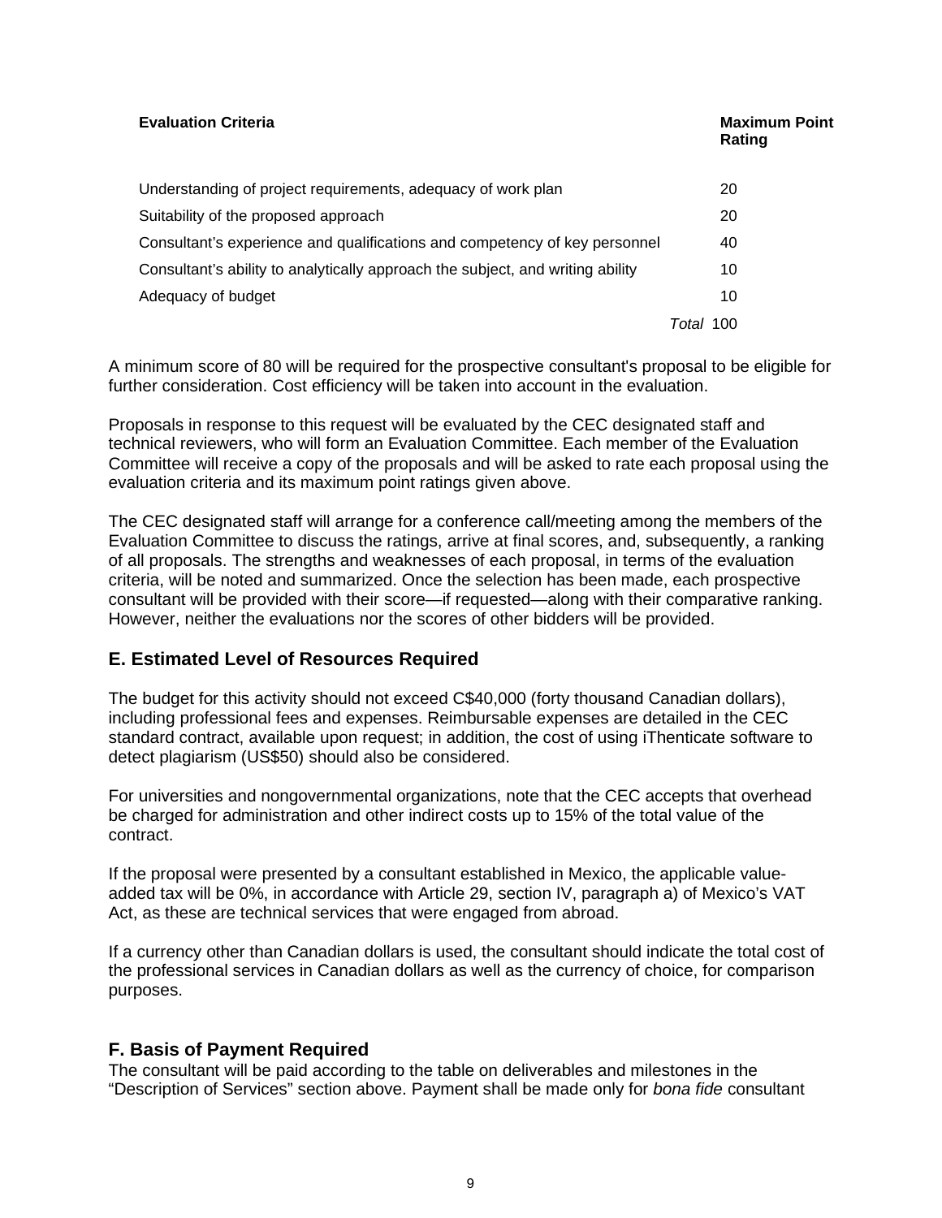| Evaluation Criteria | Maximum Point Rating |
|---|---|
| Understanding of project requirements, adequacy of work plan | 20 |
| Suitability of the proposed approach | 20 |
| Consultant's experience and qualifications and competency of key personnel | 40 |
| Consultant's ability to analytically approach the subject, and writing ability | 10 |
| Adequacy of budget | 10 |
| *Total* | 100 |

A minimum score of 80 will be required for the prospective consultant's proposal to be eligible for further consideration. Cost efficiency will be taken into account in the evaluation.

Proposals in response to this request will be evaluated by the CEC designated staff and technical reviewers, who will form an Evaluation Committee. Each member of the Evaluation Committee will receive a copy of the proposals and will be asked to rate each proposal using the evaluation criteria and its maximum point ratings given above.

The CEC designated staff will arrange for a conference call/meeting among the members of the Evaluation Committee to discuss the ratings, arrive at final scores, and, subsequently, a ranking of all proposals. The strengths and weaknesses of each proposal, in terms of the evaluation criteria, will be noted and summarized. Once the selection has been made, each prospective consultant will be provided with their score—if requested—along with their comparative ranking. However, neither the evaluations nor the scores of other bidders will be provided.

## E. Estimated Level of Resources Required

The budget for this activity should not exceed C$40,000 (forty thousand Canadian dollars), including professional fees and expenses. Reimbursable expenses are detailed in the CEC standard contract, available upon request; in addition, the cost of using iThenticate software to detect plagiarism (US$50) should also be considered.

For universities and nongovernmental organizations, note that the CEC accepts that overhead be charged for administration and other indirect costs up to 15% of the total value of the contract.

If the proposal were presented by a consultant established in Mexico, the applicable value-added tax will be 0%, in accordance with Article 29, section IV, paragraph a) of Mexico's VAT Act, as these are technical services that were engaged from abroad.

If a currency other than Canadian dollars is used, the consultant should indicate the total cost of the professional services in Canadian dollars as well as the currency of choice, for comparison purposes.

## F. Basis of Payment Required

The consultant will be paid according to the table on deliverables and milestones in the "Description of Services" section above. Payment shall be made only for *bona fide* consultant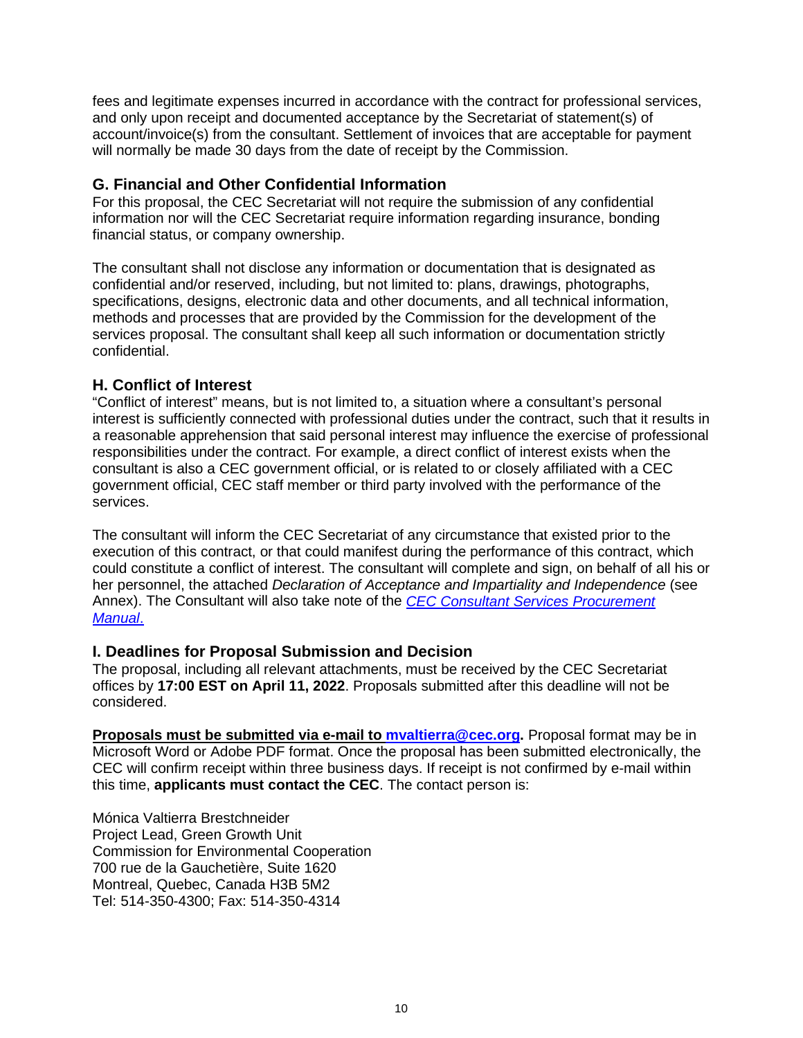fees and legitimate expenses incurred in accordance with the contract for professional services, and only upon receipt and documented acceptance by the Secretariat of statement(s) of account/invoice(s) from the consultant. Settlement of invoices that are acceptable for payment will normally be made 30 days from the date of receipt by the Commission.

## G. Financial and Other Confidential Information

For this proposal, the CEC Secretariat will not require the submission of any confidential information nor will the CEC Secretariat require information regarding insurance, bonding financial status, or company ownership.

The consultant shall not disclose any information or documentation that is designated as confidential and/or reserved, including, but not limited to: plans, drawings, photographs, specifications, designs, electronic data and other documents, and all technical information, methods and processes that are provided by the Commission for the development of the services proposal. The consultant shall keep all such information or documentation strictly confidential.

## H. Conflict of Interest

"Conflict of interest" means, but is not limited to, a situation where a consultant's personal interest is sufficiently connected with professional duties under the contract, such that it results in a reasonable apprehension that said personal interest may influence the exercise of professional responsibilities under the contract. For example, a direct conflict of interest exists when the consultant is also a CEC government official, or is related to or closely affiliated with a CEC government official, CEC staff member or third party involved with the performance of the services.

The consultant will inform the CEC Secretariat of any circumstance that existed prior to the execution of this contract, or that could manifest during the performance of this contract, which could constitute a conflict of interest. The consultant will complete and sign, on behalf of all his or her personnel, the attached *Declaration of Acceptance and Impartiality and Independence* (see Annex). The Consultant will also take note of the *CEC Consultant Services Procurement Manual*.

## I. Deadlines for Proposal Submission and Decision

The proposal, including all relevant attachments, must be received by the CEC Secretariat offices by **17:00 EST on April 11, 2022**. Proposals submitted after this deadline will not be considered.

**Proposals must be submitted via e-mail to mvaltierra@cec.org.** Proposal format may be in Microsoft Word or Adobe PDF format. Once the proposal has been submitted electronically, the CEC will confirm receipt within three business days. If receipt is not confirmed by e-mail within this time, **applicants must contact the CEC**. The contact person is:

Mónica Valtierra Brestchneider
Project Lead, Green Growth Unit
Commission for Environmental Cooperation
700 rue de la Gauchetière, Suite 1620
Montreal, Quebec, Canada H3B 5M2
Tel: 514-350-4300; Fax: 514-350-4314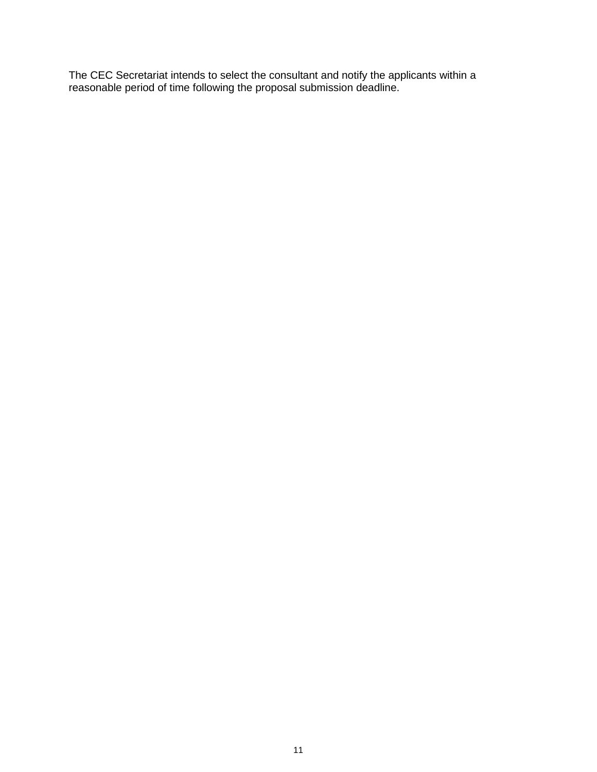The CEC Secretariat intends to select the consultant and notify the applicants within a reasonable period of time following the proposal submission deadline.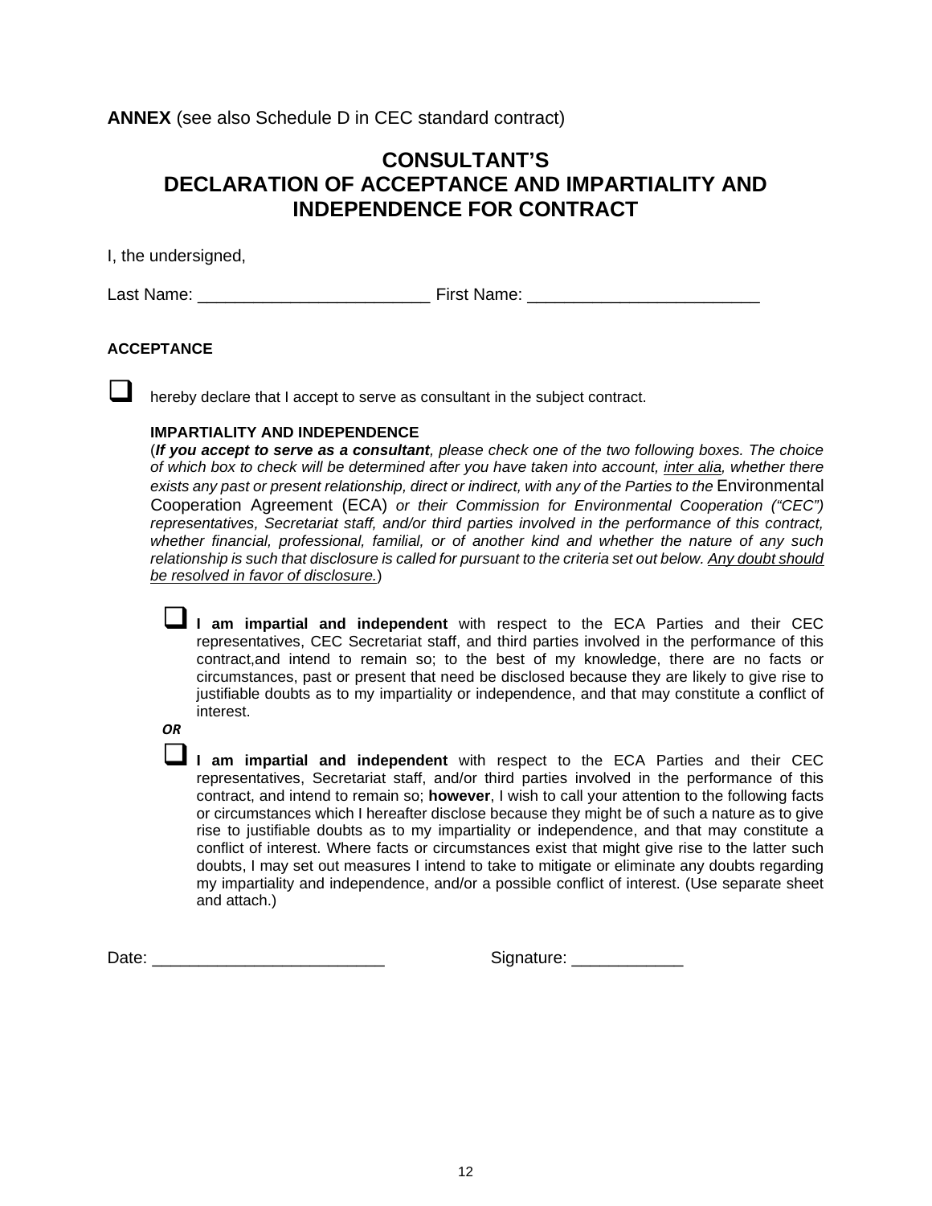**ANNEX** (see also Schedule D in CEC standard contract)

# CONSULTANT'S DECLARATION OF ACCEPTANCE AND IMPARTIALITY AND INDEPENDENCE FOR CONTRACT

I, the undersigned,

Last Name: _________________________ First Name: _________________________

**ACCEPTANCE**

☐ hereby declare that I accept to serve as consultant in the subject contract.

**IMPARTIALITY AND INDEPENDENCE**

(***If you accept to serve as a consultant****, please check one of the two following boxes. The choice of which box to check will be determined after you have taken into account, inter alia, whether there exists any past or present relationship, direct or indirect, with any of the Parties to the* Environmental Cooperation Agreement (ECA) *or their Commission for Environmental Cooperation ("CEC") representatives, Secretariat staff, and/or third parties involved in the performance of this contract, whether financial, professional, familial, or of another kind and whether the nature of any such relationship is such that disclosure is called for pursuant to the criteria set out below. Any doubt should be resolved in favor of disclosure.*)

☐ **I am impartial and independent** with respect to the ECA Parties and their CEC representatives, CEC Secretariat staff, and third parties involved in the performance of this contract,and intend to remain so; to the best of my knowledge, there are no facts or circumstances, past or present that need be disclosed because they are likely to give rise to justifiable doubts as to my impartiality or independence, and that may constitute a conflict of interest.

***OR***

☐ **I am impartial and independent** with respect to the ECA Parties and their CEC representatives, Secretariat staff, and/or third parties involved in the performance of this contract, and intend to remain so; **however**, I wish to call your attention to the following facts or circumstances which I hereafter disclose because they might be of such a nature as to give rise to justifiable doubts as to my impartiality or independence, and that may constitute a conflict of interest. Where facts or circumstances exist that might give rise to the latter such doubts, I may set out measures I intend to take to mitigate or eliminate any doubts regarding my impartiality and independence, and/or a possible conflict of interest. (Use separate sheet and attach.)

Date: _________________________ Signature: ____________